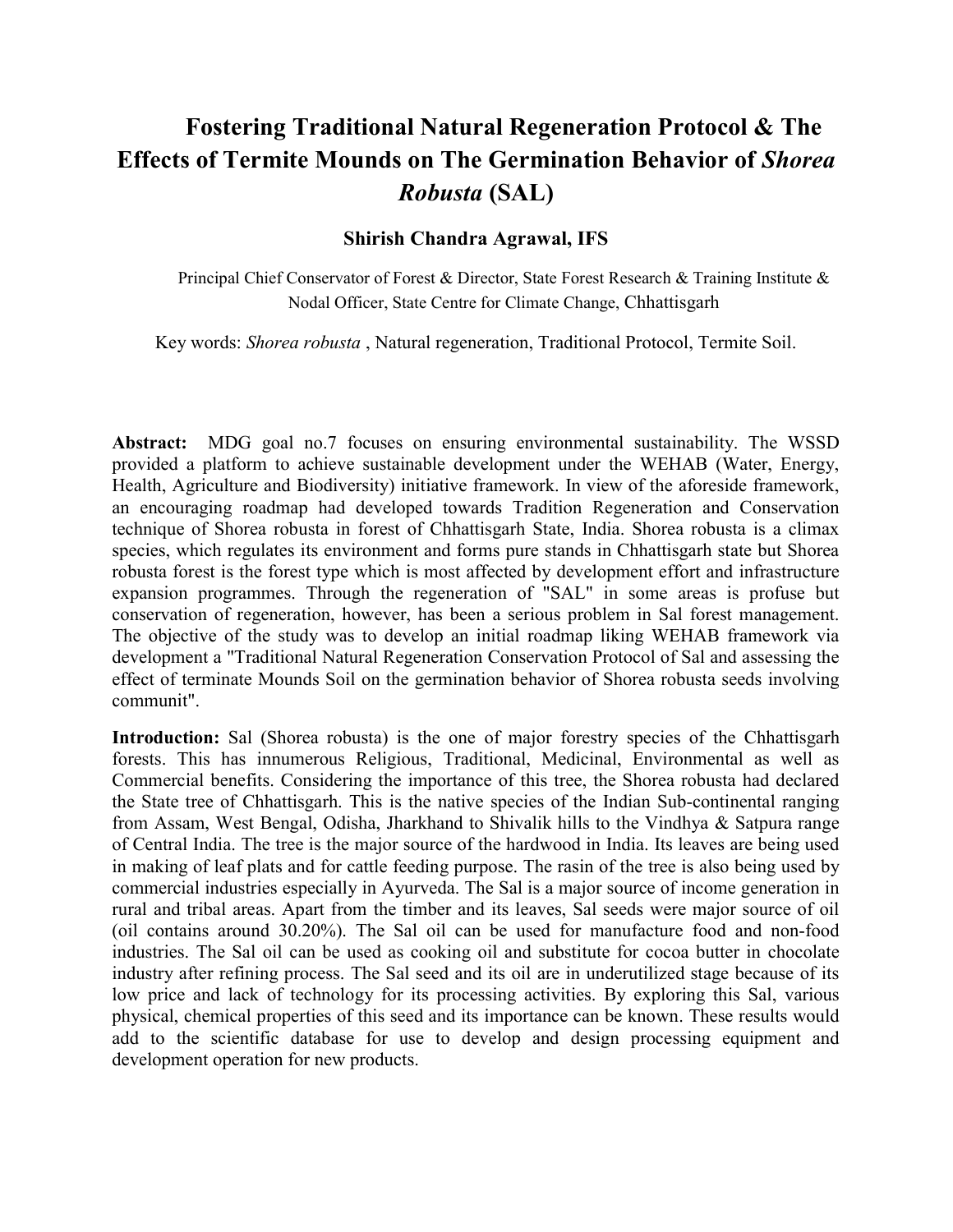# Fostering Traditional Natural Regeneration Protocol & The Effects of Termite Mounds on The Germination Behavior of *Shorea Robusta* (SAL)

**Shirish Chandra Agrawal, IFS**

Principal Chief Conservator of Forest & Director, State Forest Research & Training Institute & Nodal Officer, State Centre for Climate Change, Chhattisgarh

Key words: *Shorea robusta* , Natural regeneration, Traditional Protocol, Termite Soil.

**Abstract:** MDG goal no.7 focuses on ensuring environmental sustainability. The WSSD provided a platform to achieve sustainable development under the WEHAB (Water, Energy, Health, Agriculture and Biodiversity) initiative framework. In view of the aforeside framework, an encouraging roadmap had developed towards Tradition Regeneration and Conservation technique of Shorea robusta in forest of Chhattisgarh State, India. Shorea robusta is a climax species, which regulates its environment and forms pure stands in Chhattisgarh state but Shorea robusta forest is the forest type which is most affected by development effort and infrastructure expansion programmes. Through the regeneration of "SAL" in some areas is profuse but conservation of regeneration, however, has been a serious problem in Sal forest management. The objective of the study was to develop an initial roadmap liking WEHAB framework via development a "Traditional Natural Regeneration Conservation Protocol of Sal and assessing the effect of terminate Mounds Soil on the germination behavior of Shorea robusta seeds involving communit".

**Introduction:** Sal (Shorea robusta) is the one of major forestry species of the Chhattisgarh forests. This has innumerous Religious, Traditional, Medicinal, Environmental as well as Commercial benefits. Considering the importance of this tree, the Shorea robusta had declared the State tree of Chhattisgarh. This is the native species of the Indian Sub-continental ranging from Assam, West Bengal, Odisha, Jharkhand to Shivalik hills to the Vindhya & Satpura range of Central India. The tree is the major source of the hardwood in India. Its leaves are being used in making of leaf plats and for cattle feeding purpose. The rasin of the tree is also being used by commercial industries especially in Ayurveda. The Sal is a major source of income generation in rural and tribal areas. Apart from the timber and its leaves, Sal seeds were major source of oil (oil contains around 30.20%). The Sal oil can be used for manufacture food and non-food industries. The Sal oil can be used as cooking oil and substitute for cocoa butter in chocolate industry after refining process. The Sal seed and its oil are in underutilized stage because of its low price and lack of technology for its processing activities. By exploring this Sal, various physical, chemical properties of this seed and its importance can be known. These results would add to the scientific database for use to develop and design processing equipment and development operation for new products.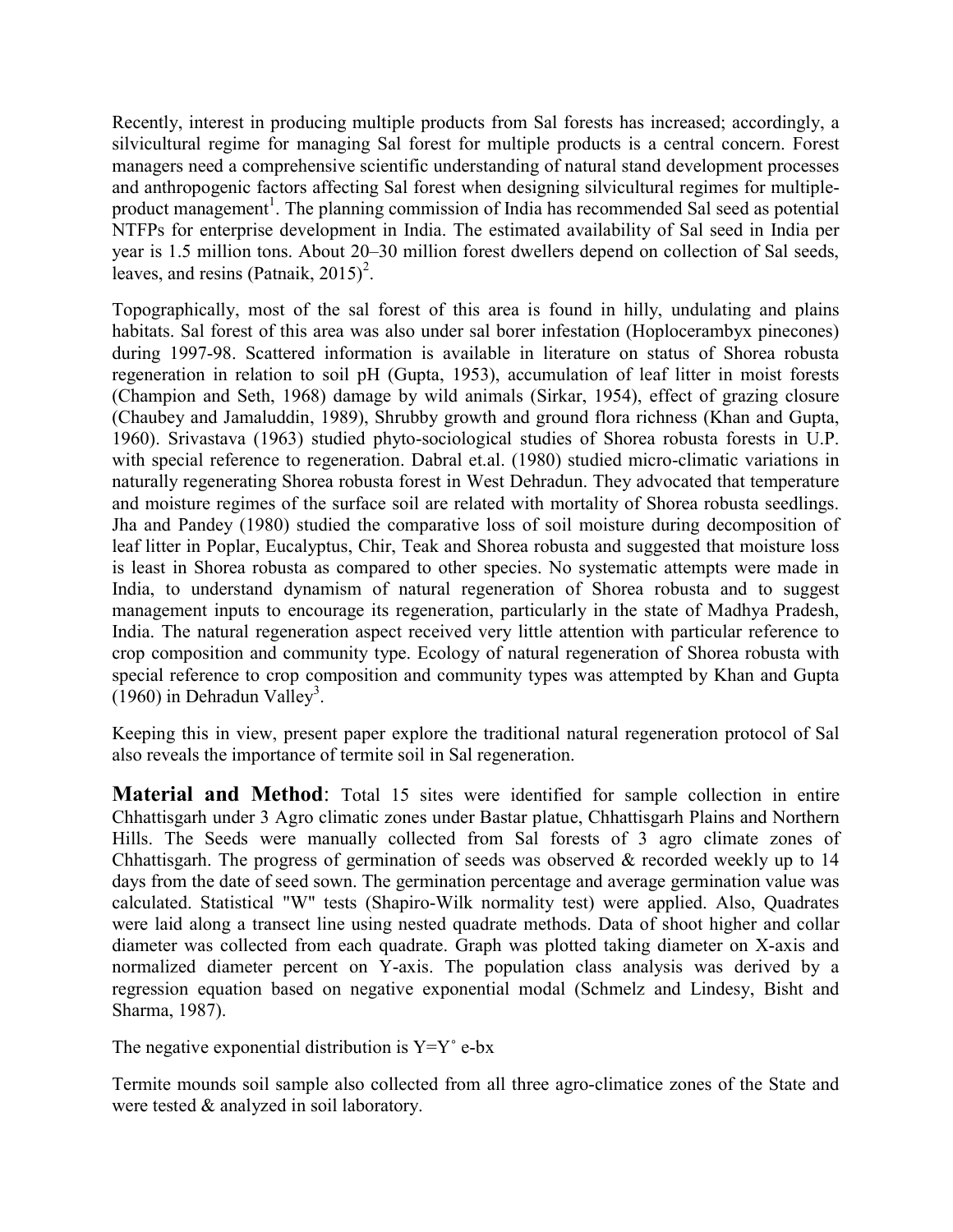Recently, interest in producing multiple products from Sal forests has increased; accordingly, a silvicultural regime for managing Sal forest for multiple products is a central concern. Forest managers need a comprehensive scientific understanding of natural stand development processes and anthropogenic factors affecting Sal forest when designing silvicultural regimes for multiple-product management[1]. The planning commission of India has recommended Sal seed as potential NTFPs for enterprise development in India. The estimated availability of Sal seed in India per year is 1.5 million tons. About 20–30 million forest dwellers depend on collection of Sal seeds, leaves, and resins (Patnaik, 2015)[2].

Topographically, most of the sal forest of this area is found in hilly, undulating and plains habitats. Sal forest of this area was also under sal borer infestation (Hoplocerambyx pinecones) during 1997-98. Scattered information is available in literature on status of Shorea robusta regeneration in relation to soil pH (Gupta, 1953), accumulation of leaf litter in moist forests (Champion and Seth, 1968) damage by wild animals (Sirkar, 1954), effect of grazing closure (Chaubey and Jamaluddin, 1989), Shrubby growth and ground flora richness (Khan and Gupta, 1960). Srivastava (1963) studied phyto-sociological studies of Shorea robusta forests in U.P. with special reference to regeneration. Dabral et.al. (1980) studied micro-climatic variations in naturally regenerating Shorea robusta forest in West Dehradun. They advocated that temperature and moisture regimes of the surface soil are related with mortality of Shorea robusta seedlings. Jha and Pandey (1980) studied the comparative loss of soil moisture during decomposition of leaf litter in Poplar, Eucalyptus, Chir, Teak and Shorea robusta and suggested that moisture loss is least in Shorea robusta as compared to other species. No systematic attempts were made in India, to understand dynamism of natural regeneration of Shorea robusta and to suggest management inputs to encourage its regeneration, particularly in the state of Madhya Pradesh, India. The natural regeneration aspect received very little attention with particular reference to crop composition and community type. Ecology of natural regeneration of Shorea robusta with special reference to crop composition and community types was attempted by Khan and Gupta (1960) in Dehradun Valley[3].

Keeping this in view, present paper explore the traditional natural regeneration protocol of Sal also reveals the importance of termite soil in Sal regeneration.

**Material and Method**: Total 15 sites were identified for sample collection in entire Chhattisgarh under 3 Agro climatic zones under Bastar platue, Chhattisgarh Plains and Northern Hills. The Seeds were manually collected from Sal forests of 3 agro climate zones of Chhattisgarh. The progress of germination of seeds was observed & recorded weekly up to 14 days from the date of seed sown. The germination percentage and average germination value was calculated. Statistical "W" tests (Shapiro-Wilk normality test) were applied. Also, Quadrates were laid along a transect line using nested quadrate methods. Data of shoot higher and collar diameter was collected from each quadrate. Graph was plotted taking diameter on X-axis and normalized diameter percent on Y-axis. The population class analysis was derived by a regression equation based on negative exponential modal (Schmelz and Lindesy, Bisht and Sharma, 1987).

The negative exponential distribution is $Y=Y^{\circ}$ e-bx

Termite mounds soil sample also collected from all three agro-climatice zones of the State and were tested & analyzed in soil laboratory.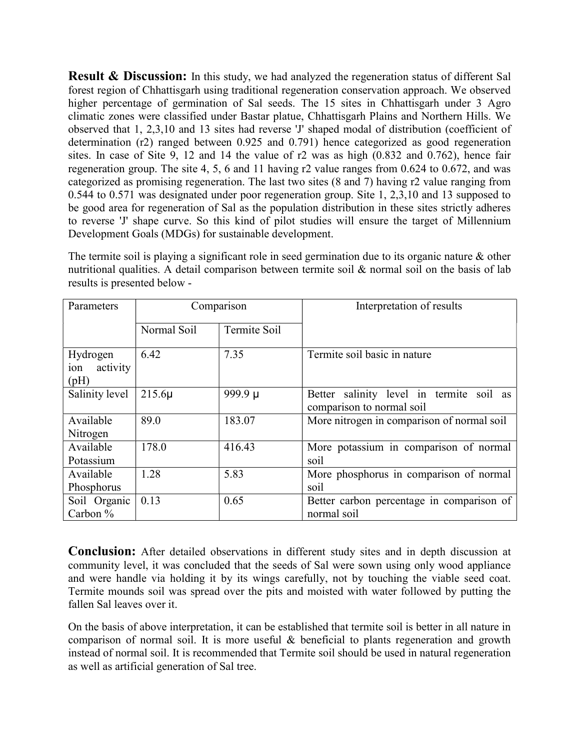**Result & Discussion:** In this study, we had analyzed the regeneration status of different Sal forest region of Chhattisgarh using traditional regeneration conservation approach. We observed higher percentage of germination of Sal seeds. The 15 sites in Chhattisgarh under 3 Agro climatic zones were classified under Bastar platue, Chhattisgarh Plains and Northern Hills. We observed that 1, 2,3,10 and 13 sites had reverse 'J' shaped modal of distribution (coefficient of determination (r2) ranged between 0.925 and 0.791) hence categorized as good regeneration sites. In case of Site 9, 12 and 14 the value of r2 was as high (0.832 and 0.762), hence fair regeneration group. The site 4, 5, 6 and 11 having r2 value ranges from 0.624 to 0.672, and was categorized as promising regeneration. The last two sites (8 and 7) having r2 value ranging from 0.544 to 0.571 was designated under poor regeneration group. Site 1, 2,3,10 and 13 supposed to be good area for regeneration of Sal as the population distribution in these sites strictly adheres to reverse 'J' shape curve. So this kind of pilot studies will ensure the target of Millennium Development Goals (MDGs) for sustainable development.

The termite soil is playing a significant role in seed germination due to its organic nature & other nutritional qualities. A detail comparison between termite soil & normal soil on the basis of lab results is presented below -

| Parameters | Comparison | | Interpretation of results |
|---|---|---|---|
| | Normal Soil | Termite Soil | |
| Hydrogen ion activity (pH) | 6.42 | 7.35 | Termite soil basic in nature |
| Salinity level | 215.6µ | 999.9 µ | Better salinity level in termite soil as comparison to normal soil |
| Available Nitrogen | 89.0 | 183.07 | More nitrogen in comparison of normal soil |
| Available Potassium | 178.0 | 416.43 | More potassium in comparison of normal soil |
| Available Phosphorus | 1.28 | 5.83 | More phosphorus in comparison of normal soil |
| Soil Organic Carbon % | 0.13 | 0.65 | Better carbon percentage in comparison of normal soil |

**Conclusion:** After detailed observations in different study sites and in depth discussion at community level, it was concluded that the seeds of Sal were sown using only wood appliance and were handle via holding it by its wings carefully, not by touching the viable seed coat. Termite mounds soil was spread over the pits and moisted with water followed by putting the fallen Sal leaves over it.

On the basis of above interpretation, it can be established that termite soil is better in all nature in comparison of normal soil. It is more useful & beneficial to plants regeneration and growth instead of normal soil. It is recommended that Termite soil should be used in natural regeneration as well as artificial generation of Sal tree.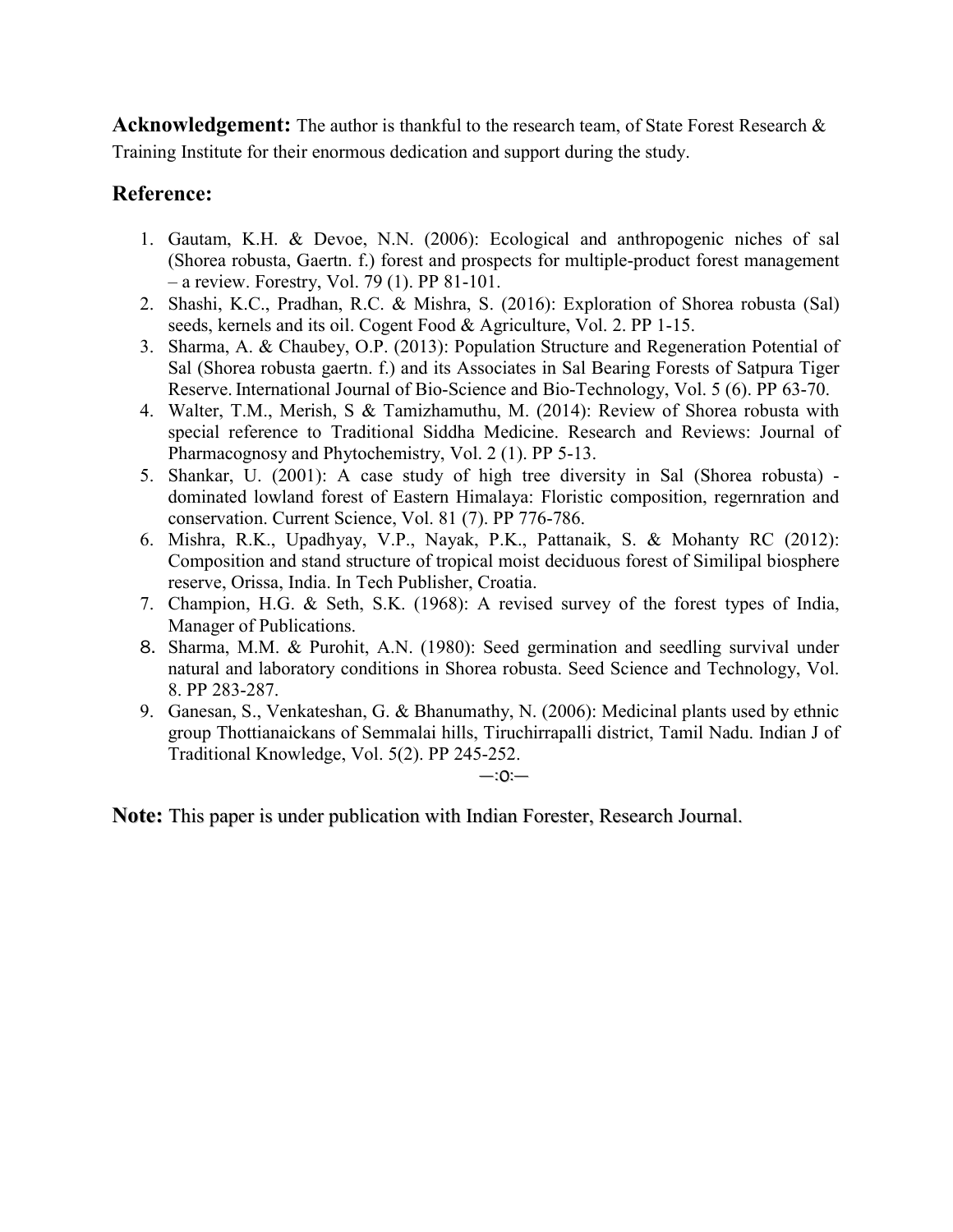**Acknowledgement:** The author is thankful to the research team, of State Forest Research & Training Institute for their enormous dedication and support during the study.

## Reference:

1. Gautam, K.H. & Devoe, N.N. (2006): Ecological and anthropogenic niches of sal (Shorea robusta, Gaertn. f.) forest and prospects for multiple-product forest management – a review. Forestry, Vol. 79 (1). PP 81-101.
2. Shashi, K.C., Pradhan, R.C. & Mishra, S. (2016): Exploration of Shorea robusta (Sal) seeds, kernels and its oil. Cogent Food & Agriculture, Vol. 2. PP 1-15.
3. Sharma, A. & Chaubey, O.P. (2013): Population Structure and Regeneration Potential of Sal (Shorea robusta gaertn. f.) and its Associates in Sal Bearing Forests of Satpura Tiger Reserve. International Journal of Bio-Science and Bio-Technology, Vol. 5 (6). PP 63-70.
4. Walter, T.M., Merish, S & Tamizhamuthu, M. (2014): Review of Shorea robusta with special reference to Traditional Siddha Medicine. Research and Reviews: Journal of Pharmacognosy and Phytochemistry, Vol. 2 (1). PP 5-13.
5. Shankar, U. (2001): A case study of high tree diversity in Sal (Shorea robusta) - dominated lowland forest of Eastern Himalaya: Floristic composition, regernration and conservation. Current Science, Vol. 81 (7). PP 776-786.
6. Mishra, R.K., Upadhyay, V.P., Nayak, P.K., Pattanaik, S. & Mohanty RC (2012): Composition and stand structure of tropical moist deciduous forest of Similipal biosphere reserve, Orissa, India. In Tech Publisher, Croatia.
7. Champion, H.G. & Seth, S.K. (1968): A revised survey of the forest types of India, Manager of Publications.
8. Sharma, M.M. & Purohit, A.N. (1980): Seed germination and seedling survival under natural and laboratory conditions in Shorea robusta. Seed Science and Technology, Vol. 8. PP 283-287.
9. Ganesan, S., Venkateshan, G. & Bhanumathy, N. (2006): Medicinal plants used by ethnic group Thottianaickans of Semmalai hills, Tiruchirrapalli district, Tamil Nadu. Indian J of Traditional Knowledge, Vol. 5(2). PP 245-252.

—:o:—

**Note:** This paper is under publication with Indian Forester, Research Journal.